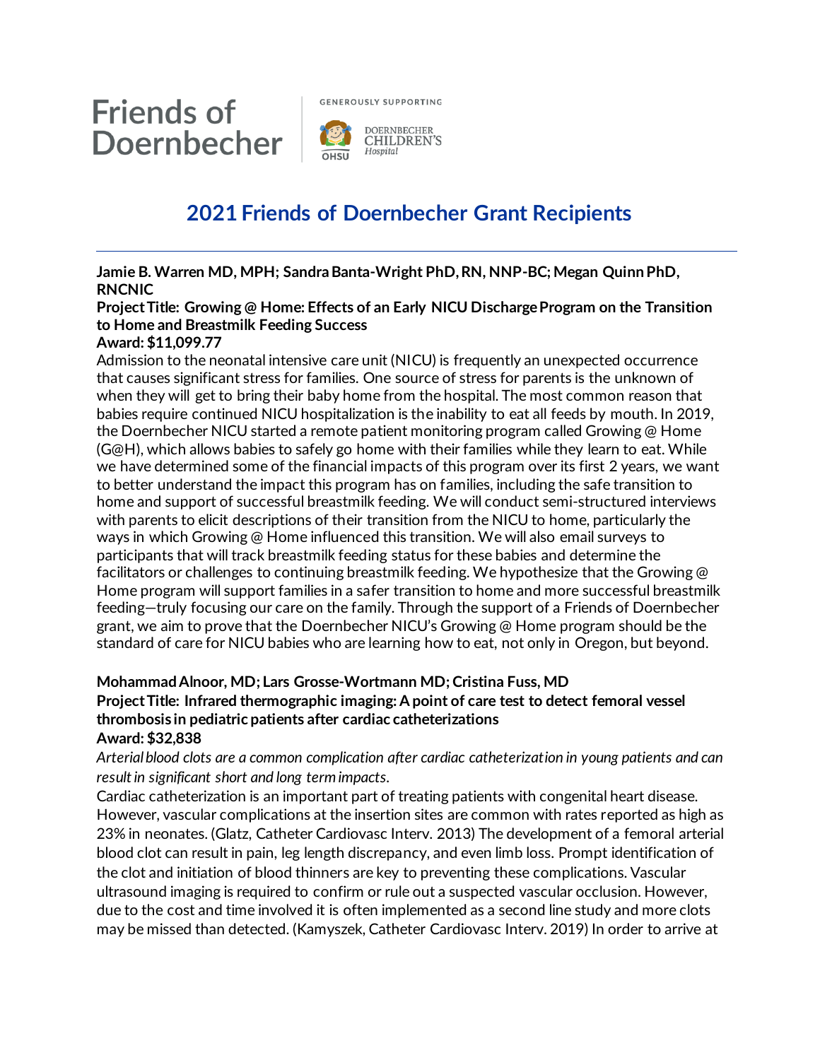Friends of Doernbecher

GENEROUSLY SUPPORTING

DOERNBECHER CHILDREN'S Hospital

OHSU

# 2021 Friends of Doernbecher Grant Recipients

**Jamie B. Warren MD, MPH; Sandra Banta-Wright PhD, RN, NNP-BC; Megan Quinn PhD, RNCNIC**
**Project Title: Growing @ Home: Effects of an Early NICU Discharge Program on the Transition to Home and Breastmilk Feeding Success**
**Award: $11,099.77**

Admission to the neonatal intensive care unit (NICU) is frequently an unexpected occurrence that causes significant stress for families. One source of stress for parents is the unknown of when they will get to bring their baby home from the hospital. The most common reason that babies require continued NICU hospitalization is the inability to eat all feeds by mouth. In 2019, the Doernbecher NICU started a remote patient monitoring program called Growing @ Home (G@H), which allows babies to safely go home with their families while they learn to eat. While we have determined some of the financial impacts of this program over its first 2 years, we want to better understand the impact this program has on families, including the safe transition to home and support of successful breastmilk feeding. We will conduct semi-structured interviews with parents to elicit descriptions of their transition from the NICU to home, particularly the ways in which Growing @ Home influenced this transition. We will also email surveys to participants that will track breastmilk feeding status for these babies and determine the facilitators or challenges to continuing breastmilk feeding. We hypothesize that the Growing @ Home program will support families in a safer transition to home and more successful breastmilk feeding—truly focusing our care on the family. Through the support of a Friends of Doernbecher grant, we aim to prove that the Doernbecher NICU's Growing @ Home program should be the standard of care for NICU babies who are learning how to eat, not only in Oregon, but beyond.

**Mohammad Alnoor, MD; Lars Grosse-Wortmann MD; Cristina Fuss, MD**
**Project Title: Infrared thermographic imaging: A point of care test to detect femoral vessel thrombosis in pediatric patients after cardiac catheterizations**
**Award: $32,838**

*Arterial blood clots are a common complication after cardiac catheterization in young patients and can result in significant short and long term impacts.*

Cardiac catheterization is an important part of treating patients with congenital heart disease. However, vascular complications at the insertion sites are common with rates reported as high as 23% in neonates. (Glatz, Catheter Cardiovasc Interv. 2013) The development of a femoral arterial blood clot can result in pain, leg length discrepancy, and even limb loss. Prompt identification of the clot and initiation of blood thinners are key to preventing these complications. Vascular ultrasound imaging is required to confirm or rule out a suspected vascular occlusion. However, due to the cost and time involved it is often implemented as a second line study and more clots may be missed than detected. (Kamyszek, Catheter Cardiovasc Interv. 2019) In order to arrive at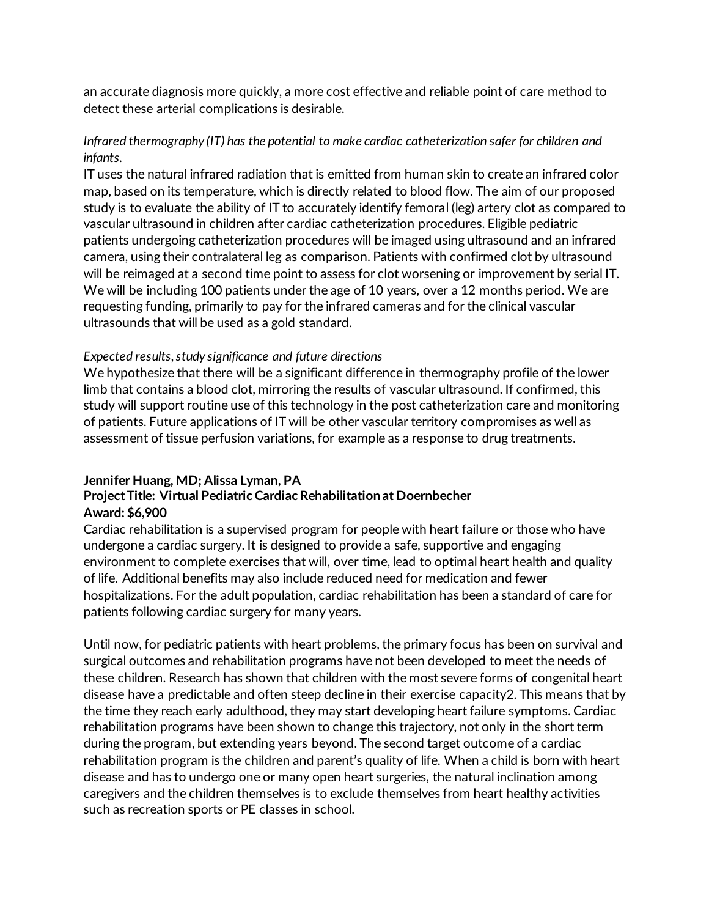an accurate diagnosis more quickly, a more cost effective and reliable point of care method to detect these arterial complications is desirable.

*Infrared thermography (IT) has the potential to make cardiac catheterization safer for children and infants.*

IT uses the natural infrared radiation that is emitted from human skin to create an infrared color map, based on its temperature, which is directly related to blood flow. The aim of our proposed study is to evaluate the ability of IT to accurately identify femoral (leg) artery clot as compared to vascular ultrasound in children after cardiac catheterization procedures. Eligible pediatric patients undergoing catheterization procedures will be imaged using ultrasound and an infrared camera, using their contralateral leg as comparison. Patients with confirmed clot by ultrasound will be reimaged at a second time point to assess for clot worsening or improvement by serial IT. We will be including 100 patients under the age of 10 years, over a 12 months period. We are requesting funding, primarily to pay for the infrared cameras and for the clinical vascular ultrasounds that will be used as a gold standard.

*Expected results, study significance and future directions*

We hypothesize that there will be a significant difference in thermography profile of the lower limb that contains a blood clot, mirroring the results of vascular ultrasound. If confirmed, this study will support routine use of this technology in the post catheterization care and monitoring of patients. Future applications of IT will be other vascular territory compromises as well as assessment of tissue perfusion variations, for example as a response to drug treatments.

**Jennifer Huang, MD; Alissa Lyman, PA**
**Project Title: Virtual Pediatric Cardiac Rehabilitation at Doernbecher**
**Award: $6,900**

Cardiac rehabilitation is a supervised program for people with heart failure or those who have undergone a cardiac surgery. It is designed to provide a safe, supportive and engaging environment to complete exercises that will, over time, lead to optimal heart health and quality of life. Additional benefits may also include reduced need for medication and fewer hospitalizations. For the adult population, cardiac rehabilitation has been a standard of care for patients following cardiac surgery for many years.

Until now, for pediatric patients with heart problems, the primary focus has been on survival and surgical outcomes and rehabilitation programs have not been developed to meet the needs of these children. Research has shown that children with the most severe forms of congenital heart disease have a predictable and often steep decline in their exercise capacity2. This means that by the time they reach early adulthood, they may start developing heart failure symptoms. Cardiac rehabilitation programs have been shown to change this trajectory, not only in the short term during the program, but extending years beyond. The second target outcome of a cardiac rehabilitation program is the children and parent's quality of life. When a child is born with heart disease and has to undergo one or many open heart surgeries, the natural inclination among caregivers and the children themselves is to exclude themselves from heart healthy activities such as recreation sports or PE classes in school.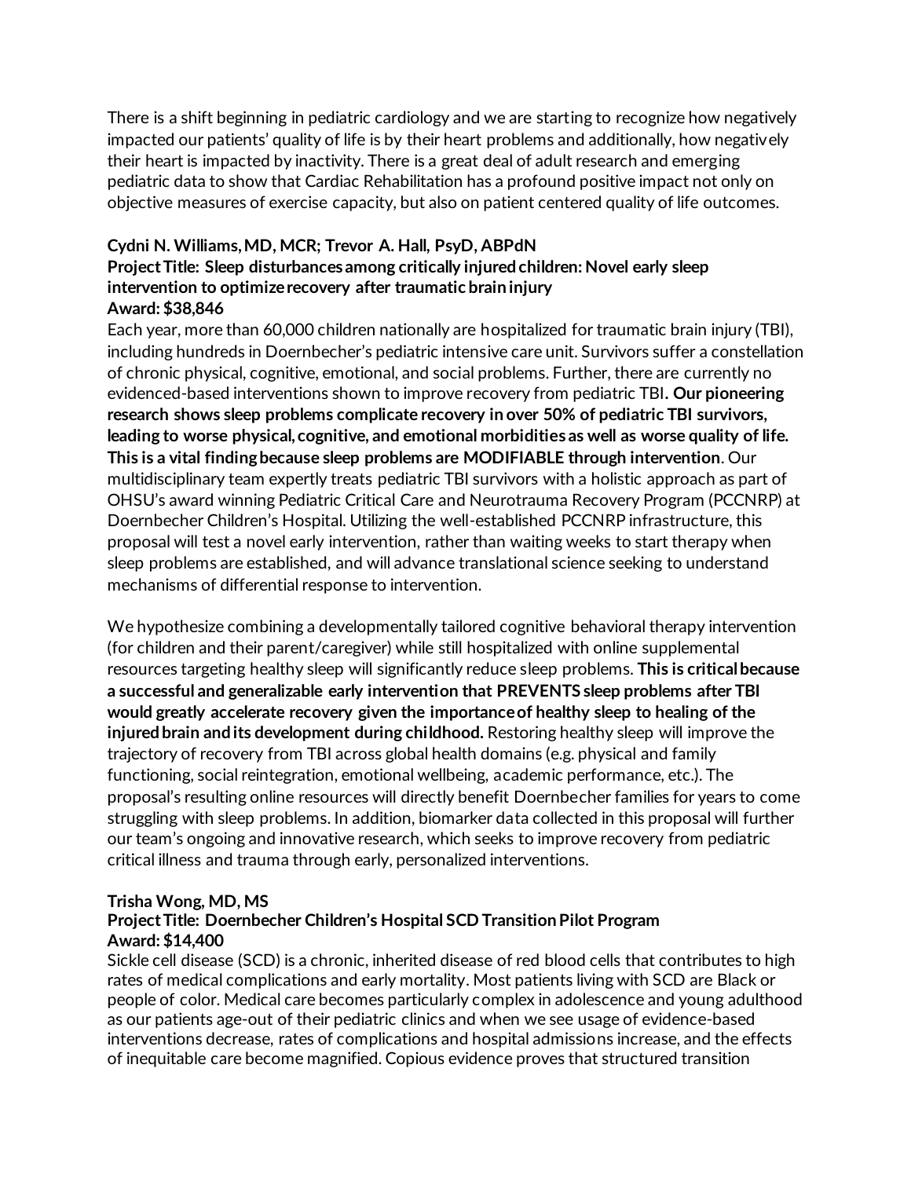There is a shift beginning in pediatric cardiology and we are starting to recognize how negatively impacted our patients' quality of life is by their heart problems and additionally, how negatively their heart is impacted by inactivity. There is a great deal of adult research and emerging pediatric data to show that Cardiac Rehabilitation has a profound positive impact not only on objective measures of exercise capacity, but also on patient centered quality of life outcomes.

**Cydni N. Williams, MD, MCR; Trevor A. Hall, PsyD, ABPdN**
**Project Title: Sleep disturbances among critically injured children: Novel early sleep intervention to optimize recovery after traumatic brain injury**
**Award: $38,846**

Each year, more than 60,000 children nationally are hospitalized for traumatic brain injury (TBI), including hundreds in Doernbecher's pediatric intensive care unit. Survivors suffer a constellation of chronic physical, cognitive, emotional, and social problems. Further, there are currently no evidenced-based interventions shown to improve recovery from pediatric TBI. **Our pioneering research shows sleep problems complicate recovery in over 50% of pediatric TBI survivors, leading to worse physical, cognitive, and emotional morbidities as well as worse quality of life. This is a vital finding because sleep problems are MODIFIABLE through intervention**. Our multidisciplinary team expertly treats pediatric TBI survivors with a holistic approach as part of OHSU's award winning Pediatric Critical Care and Neurotrauma Recovery Program (PCCNRP) at Doernbecher Children's Hospital. Utilizing the well-established PCCNRP infrastructure, this proposal will test a novel early intervention, rather than waiting weeks to start therapy when sleep problems are established, and will advance translational science seeking to understand mechanisms of differential response to intervention.

We hypothesize combining a developmentally tailored cognitive behavioral therapy intervention (for children and their parent/caregiver) while still hospitalized with online supplemental resources targeting healthy sleep will significantly reduce sleep problems. **This is critical because a successful and generalizable early intervention that PREVENTS sleep problems after TBI would greatly accelerate recovery given the importance of healthy sleep to healing of the injured brain and its development during childhood.** Restoring healthy sleep will improve the trajectory of recovery from TBI across global health domains (e.g. physical and family functioning, social reintegration, emotional wellbeing, academic performance, etc.). The proposal's resulting online resources will directly benefit Doernbecher families for years to come struggling with sleep problems. In addition, biomarker data collected in this proposal will further our team's ongoing and innovative research, which seeks to improve recovery from pediatric critical illness and trauma through early, personalized interventions.

**Trisha Wong, MD, MS**
**Project Title: Doernbecher Children's Hospital SCD Transition Pilot Program**
**Award: $14,400**

Sickle cell disease (SCD) is a chronic, inherited disease of red blood cells that contributes to high rates of medical complications and early mortality. Most patients living with SCD are Black or people of color. Medical care becomes particularly complex in adolescence and young adulthood as our patients age-out of their pediatric clinics and when we see usage of evidence-based interventions decrease, rates of complications and hospital admissions increase, and the effects of inequitable care become magnified. Copious evidence proves that structured transition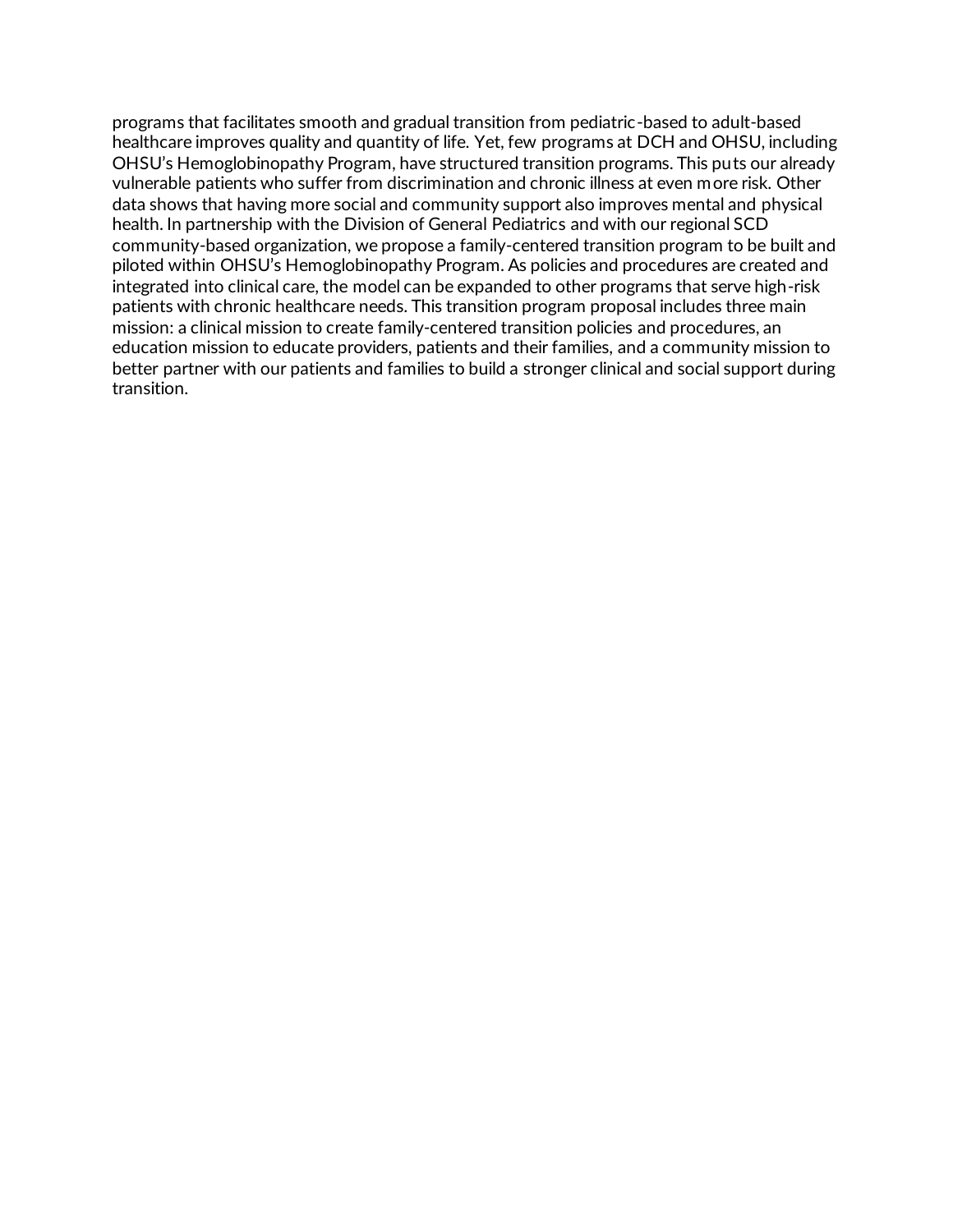programs that facilitates smooth and gradual transition from pediatric-based to adult-based healthcare improves quality and quantity of life. Yet, few programs at DCH and OHSU, including OHSU's Hemoglobinopathy Program, have structured transition programs. This puts our already vulnerable patients who suffer from discrimination and chronic illness at even more risk. Other data shows that having more social and community support also improves mental and physical health. In partnership with the Division of General Pediatrics and with our regional SCD community-based organization, we propose a family-centered transition program to be built and piloted within OHSU's Hemoglobinopathy Program. As policies and procedures are created and integrated into clinical care, the model can be expanded to other programs that serve high-risk patients with chronic healthcare needs. This transition program proposal includes three main mission: a clinical mission to create family-centered transition policies and procedures, an education mission to educate providers, patients and their families, and a community mission to better partner with our patients and families to build a stronger clinical and social support during transition.